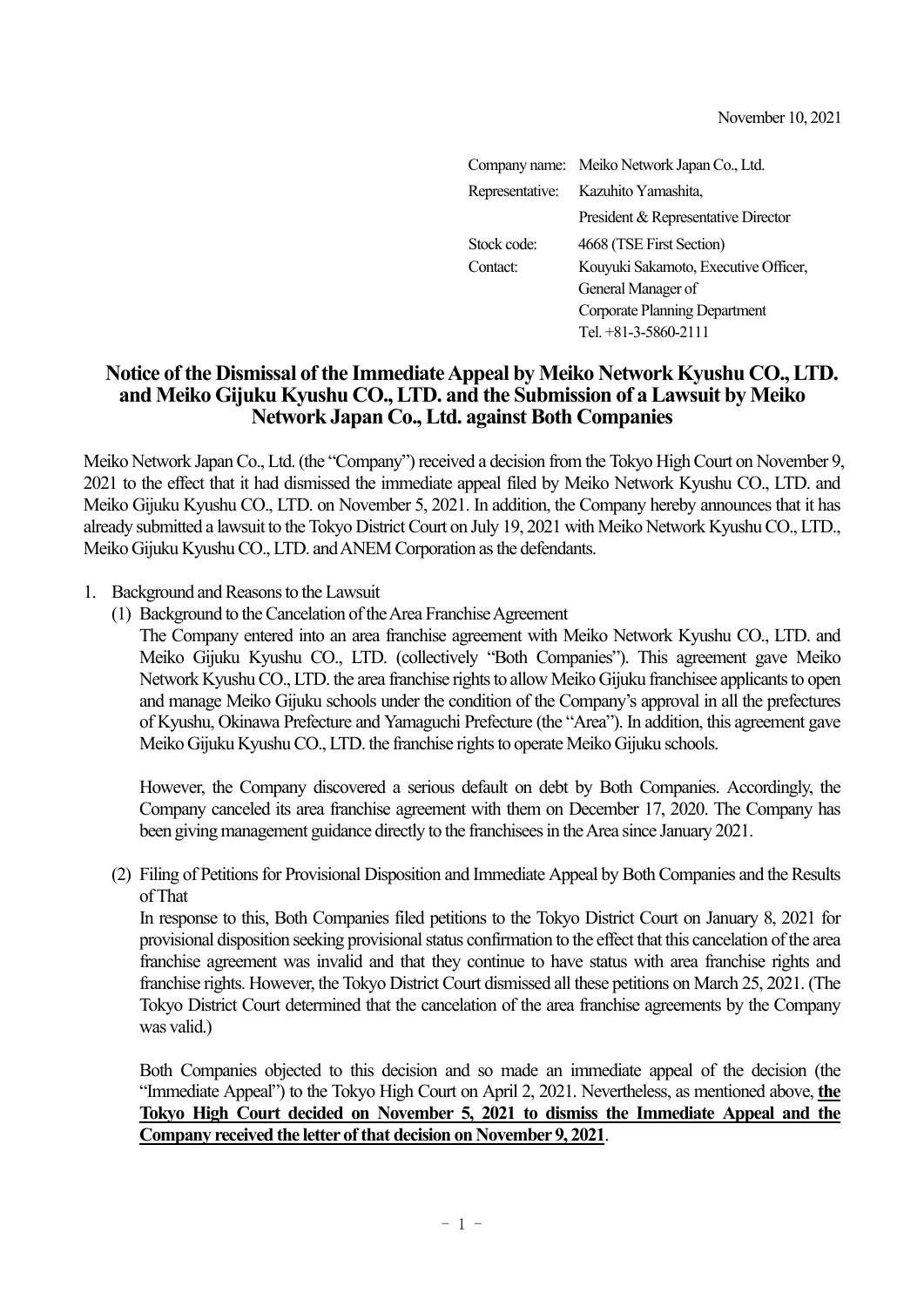November 10, 2021

| | |
|---|---|
| Company name: | Meiko Network Japan Co., Ltd. |
| Representative: | Kazuhito Yamashita, |
| | President & Representative Director |
| Stock code: | 4668 (TSE First Section) |
| Contact: | Kouyuki Sakamoto, Executive Officer, |
| | General Manager of |
| | Corporate Planning Department |
| | Tel. +81-3-5860-2111 |

# Notice of the Dismissal of the Immediate Appeal by Meiko Network Kyushu CO., LTD. and Meiko Gijuku Kyushu CO., LTD. and the Submission of a Lawsuit by Meiko Network Japan Co., Ltd. against Both Companies

Meiko Network Japan Co., Ltd. (the "Company") received a decision from the Tokyo High Court on November 9, 2021 to the effect that it had dismissed the immediate appeal filed by Meiko Network Kyushu CO., LTD. and Meiko Gijuku Kyushu CO., LTD. on November 5, 2021. In addition, the Company hereby announces that it has already submitted a lawsuit to the Tokyo District Court on July 19, 2021 with Meiko Network Kyushu CO., LTD., Meiko Gijuku Kyushu CO., LTD. and ANEM Corporation as the defendants.

1. Background and Reasons to the Lawsuit

   (1) Background to the Cancelation of the Area Franchise Agreement

   The Company entered into an area franchise agreement with Meiko Network Kyushu CO., LTD. and Meiko Gijuku Kyushu CO., LTD. (collectively "Both Companies"). This agreement gave Meiko Network Kyushu CO., LTD. the area franchise rights to allow Meiko Gijuku franchisee applicants to open and manage Meiko Gijuku schools under the condition of the Company's approval in all the prefectures of Kyushu, Okinawa Prefecture and Yamaguchi Prefecture (the "Area"). In addition, this agreement gave Meiko Gijuku Kyushu CO., LTD. the franchise rights to operate Meiko Gijuku schools.

   However, the Company discovered a serious default on debt by Both Companies. Accordingly, the Company canceled its area franchise agreement with them on December 17, 2020. The Company has been giving management guidance directly to the franchisees in the Area since January 2021.

   (2) Filing of Petitions for Provisional Disposition and Immediate Appeal by Both Companies and the Results of That

   In response to this, Both Companies filed petitions to the Tokyo District Court on January 8, 2021 for provisional disposition seeking provisional status confirmation to the effect that this cancelation of the area franchise agreement was invalid and that they continue to have status with area franchise rights and franchise rights. However, the Tokyo District Court dismissed all these petitions on March 25, 2021. (The Tokyo District Court determined that the cancelation of the area franchise agreements by the Company was valid.)

   Both Companies objected to this decision and so made an immediate appeal of the decision (the "Immediate Appeal") to the Tokyo High Court on April 2, 2021. Nevertheless, as mentioned above, **the Tokyo High Court decided on November 5, 2021 to dismiss the Immediate Appeal and the Company received the letter of that decision on November 9, 2021**.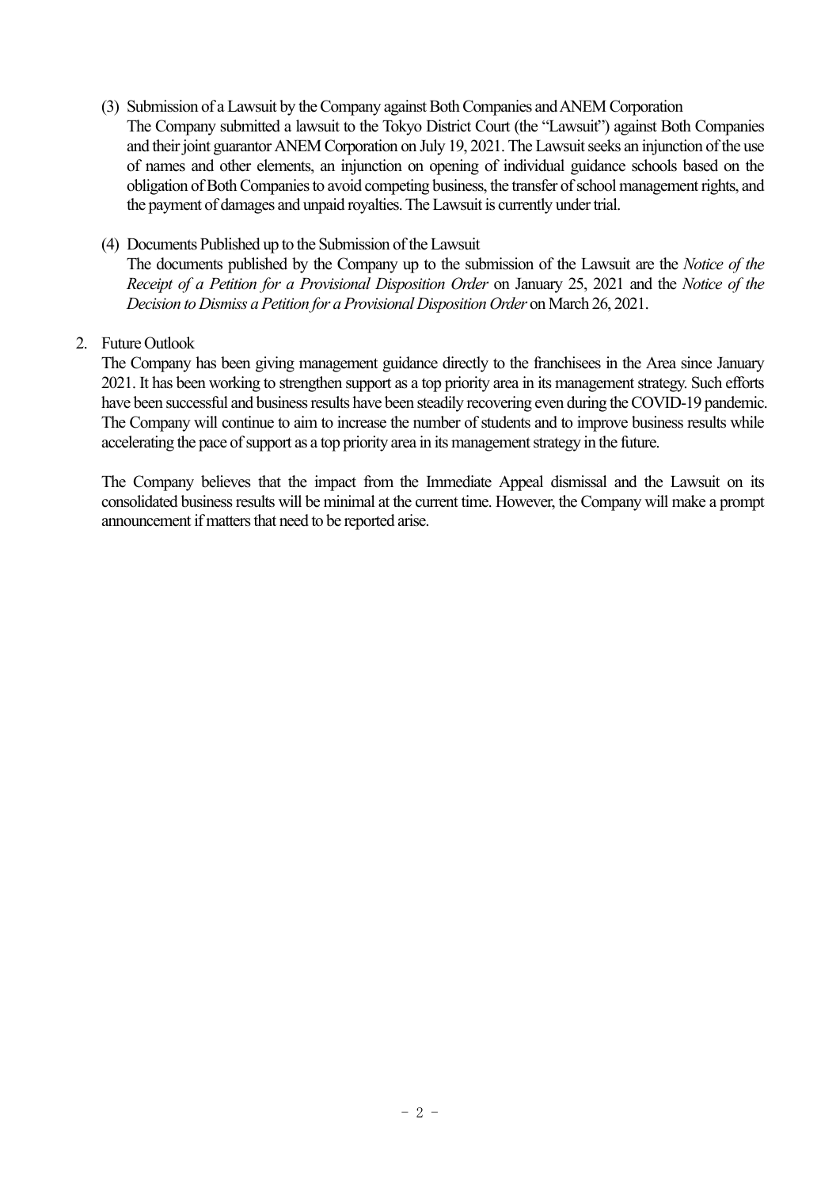(3) Submission of a Lawsuit by the Company against Both Companies and ANEM Corporation

The Company submitted a lawsuit to the Tokyo District Court (the "Lawsuit") against Both Companies and their joint guarantor ANEM Corporation on July 19, 2021. The Lawsuit seeks an injunction of the use of names and other elements, an injunction on opening of individual guidance schools based on the obligation of Both Companies to avoid competing business, the transfer of school management rights, and the payment of damages and unpaid royalties. The Lawsuit is currently under trial.

(4) Documents Published up to the Submission of the Lawsuit

The documents published by the Company up to the submission of the Lawsuit are the *Notice of the Receipt of a Petition for a Provisional Disposition Order* on January 25, 2021 and the *Notice of the Decision to Dismiss a Petition for a Provisional Disposition Order* on March 26, 2021.

2. Future Outlook

The Company has been giving management guidance directly to the franchisees in the Area since January 2021. It has been working to strengthen support as a top priority area in its management strategy. Such efforts have been successful and business results have been steadily recovering even during the COVID-19 pandemic. The Company will continue to aim to increase the number of students and to improve business results while accelerating the pace of support as a top priority area in its management strategy in the future.

The Company believes that the impact from the Immediate Appeal dismissal and the Lawsuit on its consolidated business results will be minimal at the current time. However, the Company will make a prompt announcement if matters that need to be reported arise.